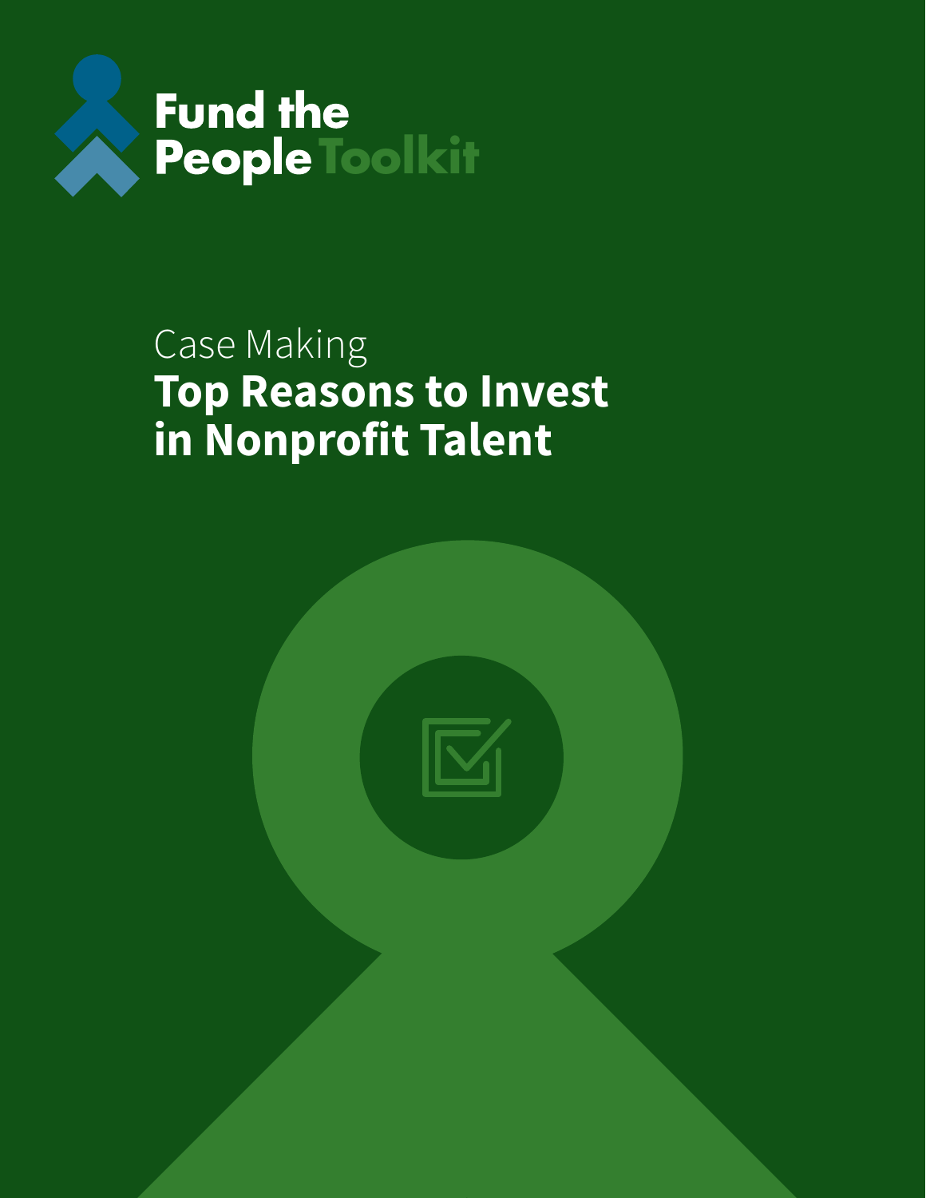Fund the People Toolkit

Case Making

# Top Reasons to Invest in Nonprofit Talent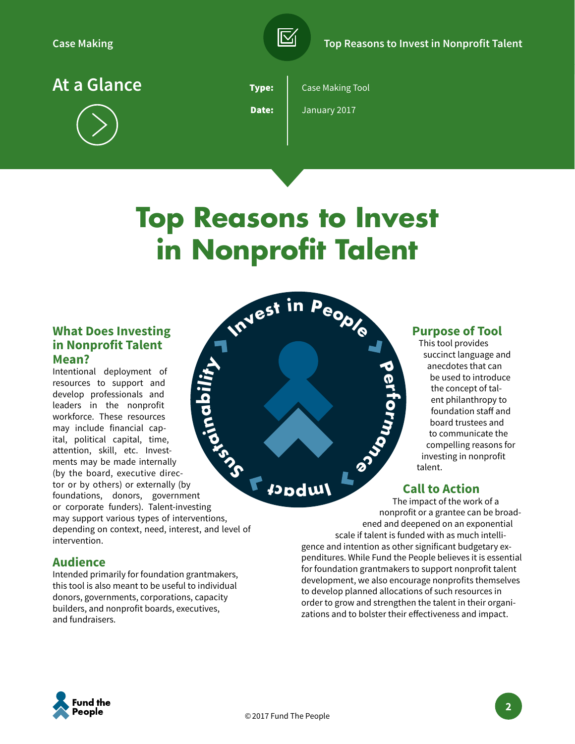Case Making

Top Reasons to Invest in Nonprofit Talent

## At a Glance

**Type:** Case Making Tool

**Date:** January 2017

# Top Reasons to Invest in Nonprofit Talent

Invest in People · Performance · Impact · Sustainability

### What Does Investing in Nonprofit Talent Mean?

Intentional deployment of resources to support and develop professionals and leaders in the nonprofit workforce. These resources may include financial capital, political capital, time, attention, skill, etc. Investments may be made internally (by the board, executive director or by others) or externally (by foundations, donors, government or corporate funders). Talent-investing may support various types of interventions, depending on context, need, interest, and level of intervention.

### Audience

Intended primarily for foundation grantmakers, this tool is also meant to be useful to individual donors, governments, corporations, capacity builders, and nonprofit boards, executives, and fundraisers.

### Purpose of Tool

This tool provides succinct language and anecdotes that can be used to introduce the concept of talent philanthropy to foundation staff and board trustees and to communicate the compelling reasons for investing in nonprofit talent.

### Call to Action

The impact of the work of a nonprofit or a grantee can be broadened and deepened on an exponential scale if talent is funded with as much intelligence and intention as other significant budgetary expenditures. While Fund the People believes it is essential for foundation grantmakers to support nonprofit talent development, we also encourage nonprofits themselves to develop planned allocations of such resources in order to grow and strengthen the talent in their organizations and to bolster their effectiveness and impact.

Fund the People

© 2017 Fund The People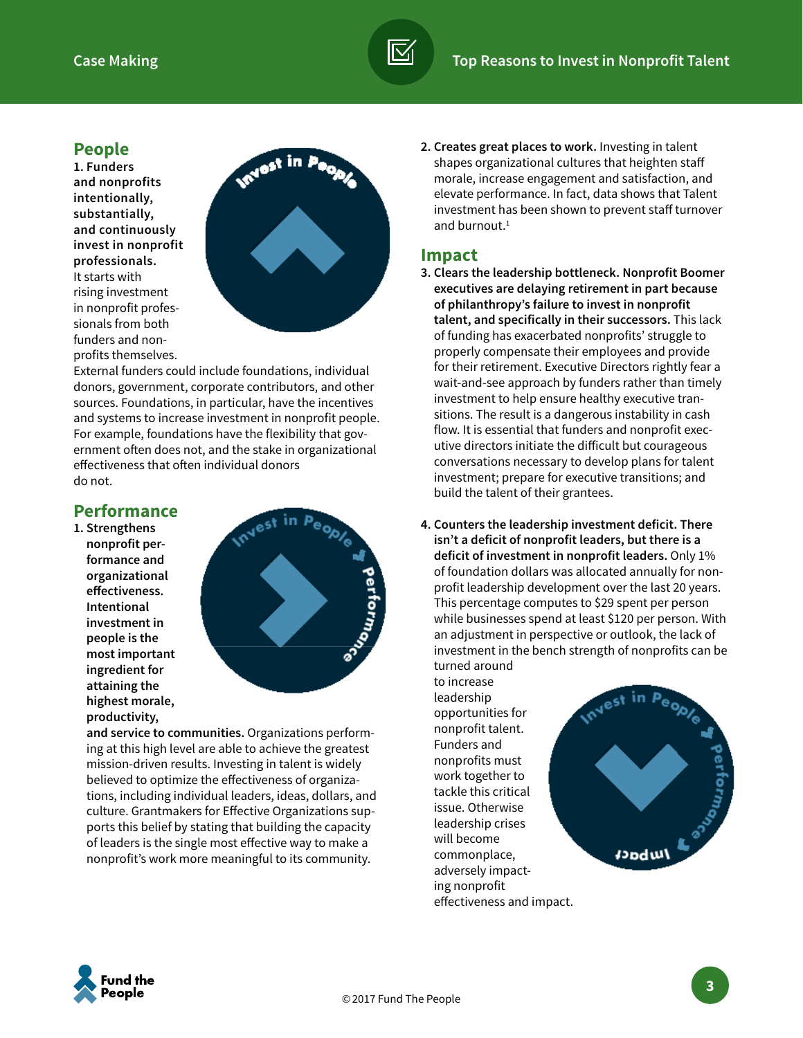## People

**1. Funders and nonprofits intentionally, substantially, and continuously invest in nonprofit professionals.** It starts with rising investment in nonprofit professionals from both funders and nonprofits themselves. External funders could include foundations, individual donors, government, corporate contributors, and other sources. Foundations, in particular, have the incentives and systems to increase investment in nonprofit people. For example, foundations have the flexibility that government often does not, and the stake in organizational effectiveness that often individual donors do not.

## Performance

1. **Strengthens nonprofit performance and organizational effectiveness. Intentional investment in people is the most important ingredient for attaining the highest morale, productivity, and service to communities.** Organizations performing at this high level are able to achieve the greatest mission-driven results. Investing in talent is widely believed to optimize the effectiveness of organizations, including individual leaders, ideas, dollars, and culture. Grantmakers for Effective Organizations supports this belief by stating that building the capacity of leaders is the single most effective way to make a nonprofit's work more meaningful to its community.

2. **Creates great places to work.** Investing in talent shapes organizational cultures that heighten staff morale, increase engagement and satisfaction, and elevate performance. In fact, data shows that Talent investment has been shown to prevent staff turnover and burnout.[1]

## Impact

3. **Clears the leadership bottleneck. Nonprofit Boomer executives are delaying retirement in part because of philanthropy's failure to invest in nonprofit talent, and specifically in their successors.** This lack of funding has exacerbated nonprofits' struggle to properly compensate their employees and provide for their retirement. Executive Directors rightly fear a wait-and-see approach by funders rather than timely investment to help ensure healthy executive transitions. The result is a dangerous instability in cash flow. It is essential that funders and nonprofit executive directors initiate the difficult but courageous conversations necessary to develop plans for talent investment; prepare for executive transitions; and build the talent of their grantees.

4. **Counters the leadership investment deficit. There isn't a deficit of nonprofit leaders, but there is a deficit of investment in nonprofit leaders.** Only 1% of foundation dollars was allocated annually for nonprofit leadership development over the last 20 years. This percentage computes to $29 spent per person while businesses spend at least $120 per person. With an adjustment in perspective or outlook, the lack of investment in the bench strength of nonprofits can be turned around to increase leadership opportunities for nonprofit talent. Funders and nonprofits must work together to tackle this critical issue. Otherwise leadership crises will become commonplace, adversely impacting nonprofit effectiveness and impact.

© 2017 Fund The People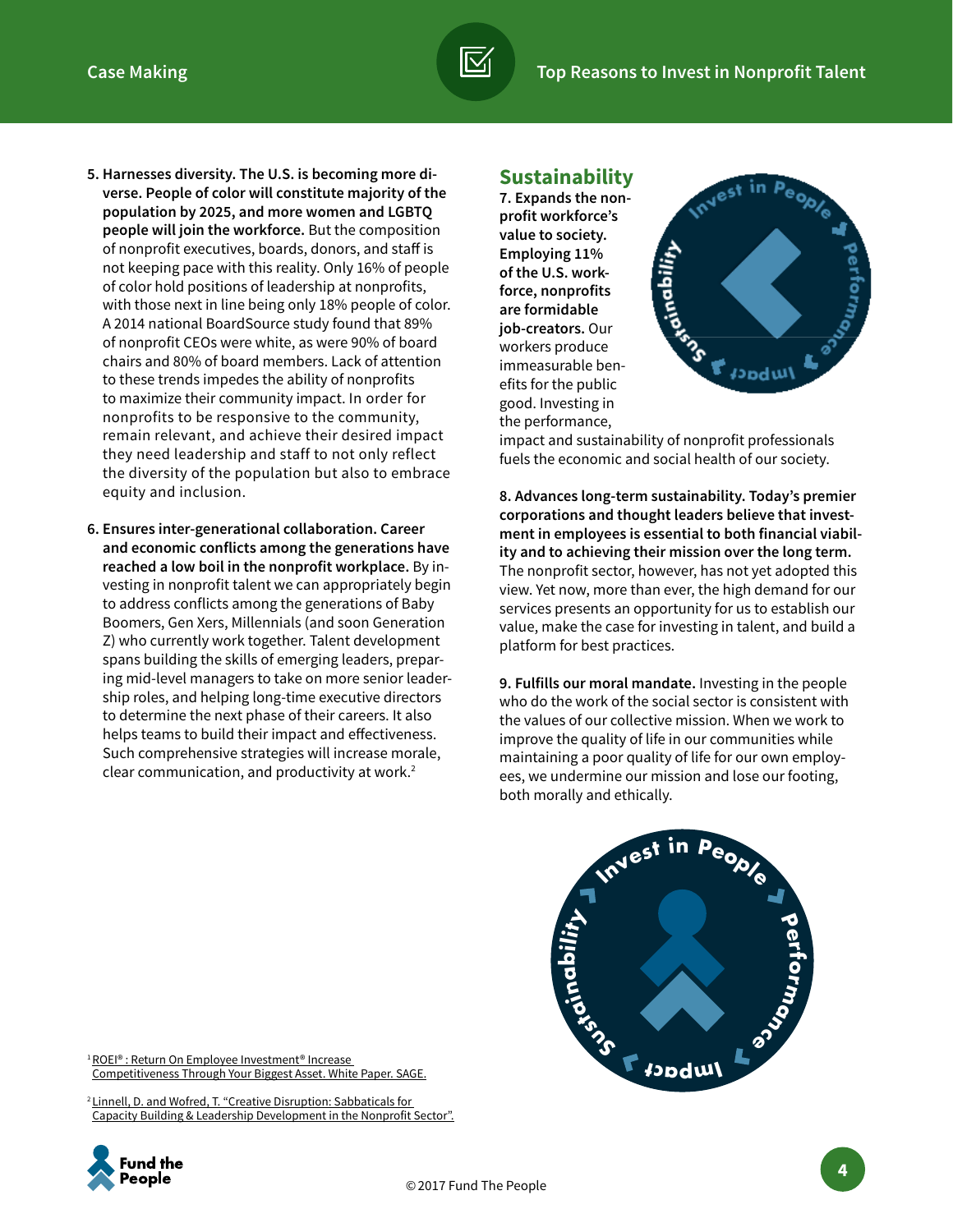5. **Harnesses diversity. The U.S. is becoming more diverse. People of color will constitute majority of the population by 2025, and more women and LGBTQ people will join the workforce.** But the composition of nonprofit executives, boards, donors, and staff is not keeping pace with this reality. Only 16% of people of color hold positions of leadership at nonprofits, with those next in line being only 18% people of color. A 2014 national BoardSource study found that 89% of nonprofit CEOs were white, as were 90% of board chairs and 80% of board members. Lack of attention to these trends impedes the ability of nonprofits to maximize their community impact. In order for nonprofits to be responsive to the community, remain relevant, and achieve their desired impact they need leadership and staff to not only reflect the diversity of the population but also to embrace equity and inclusion.

6. **Ensures inter-generational collaboration. Career and economic conflicts among the generations have reached a low boil in the nonprofit workplace.** By investing in nonprofit talent we can appropriately begin to address conflicts among the generations of Baby Boomers, Gen Xers, Millennials (and soon Generation Z) who currently work together. Talent development spans building the skills of emerging leaders, preparing mid-level managers to take on more senior leadership roles, and helping long-time executive directors to determine the next phase of their careers. It also helps teams to build their impact and effectiveness. Such comprehensive strategies will increase morale, clear communication, and productivity at work.[2]

## Sustainability

7. **Expands the nonprofit workforce's value to society. Employing 11% of the U.S. workforce, nonprofits are formidable job-creators.** Our workers produce immeasurable benefits for the public good. Investing in the performance, impact and sustainability of nonprofit professionals fuels the economic and social health of our society.

8. **Advances long-term sustainability. Today's premier corporations and thought leaders believe that investment in employees is essential to both financial viability and to achieving their mission over the long term.** The nonprofit sector, however, has not yet adopted this view. Yet now, more than ever, the high demand for our services presents an opportunity for us to establish our value, make the case for investing in talent, and build a platform for best practices.

9. **Fulfills our moral mandate.** Investing in the people who do the work of the social sector is consistent with the values of our collective mission. When we work to improve the quality of life in our communities while maintaining a poor quality of life for our own employees, we undermine our mission and lose our footing, both morally and ethically.

[1] ROEI®: Return On Employee Investment® Increase Competitiveness Through Your Biggest Asset. White Paper. SAGE.

[2] Linnell, D. and Wofred, T. "Creative Disruption: Sabbaticals for Capacity Building & Leadership Development in the Nonprofit Sector".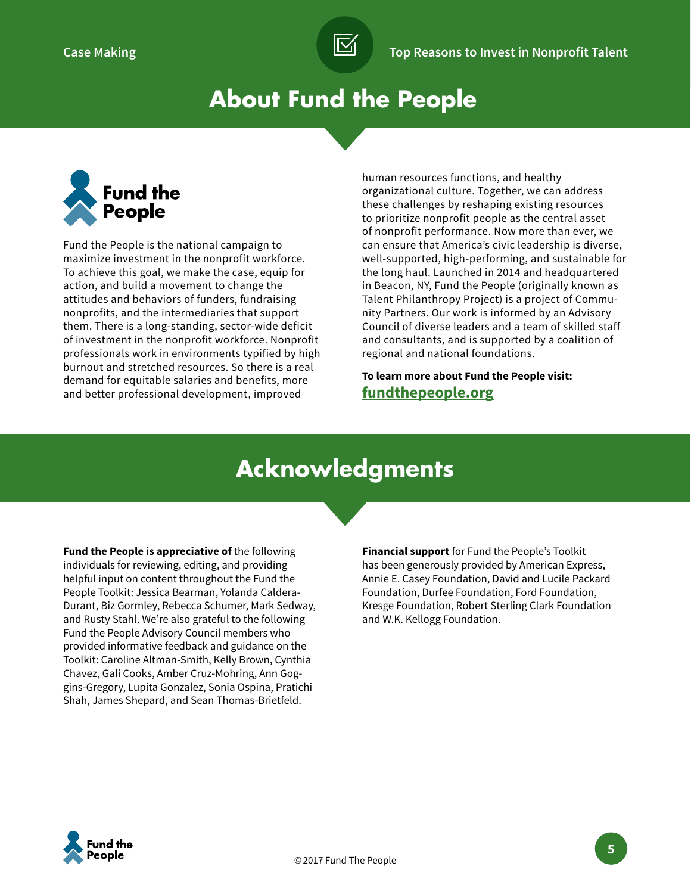# About Fund the People

Fund the People is the national campaign to maximize investment in the nonprofit workforce. To achieve this goal, we make the case, equip for action, and build a movement to change the attitudes and behaviors of funders, fundraising nonprofits, and the intermediaries that support them. There is a long-standing, sector-wide deficit of investment in the nonprofit workforce. Nonprofit professionals work in environments typified by high burnout and stretched resources. So there is a real demand for equitable salaries and benefits, more and better professional development, improved human resources functions, and healthy organizational culture. Together, we can address these challenges by reshaping existing resources to prioritize nonprofit people as the central asset of nonprofit performance. Now more than ever, we can ensure that America's civic leadership is diverse, well-supported, high-performing, and sustainable for the long haul. Launched in 2014 and headquartered in Beacon, NY, Fund the People (originally known as Talent Philanthropy Project) is a project of Community Partners. Our work is informed by an Advisory Council of diverse leaders and a team of skilled staff and consultants, and is supported by a coalition of regional and national foundations.

**To learn more about Fund the People visit:**
**fundthepeople.org**

# Acknowledgments

**Fund the People is appreciative of** the following individuals for reviewing, editing, and providing helpful input on content throughout the Fund the People Toolkit: Jessica Bearman, Yolanda Caldera-Durant, Biz Gormley, Rebecca Schumer, Mark Sedway, and Rusty Stahl. We're also grateful to the following Fund the People Advisory Council members who provided informative feedback and guidance on the Toolkit: Caroline Altman-Smith, Kelly Brown, Cynthia Chavez, Gali Cooks, Amber Cruz-Mohring, Ann Goggins-Gregory, Lupita Gonzalez, Sonia Ospina, Pratichi Shah, James Shepard, and Sean Thomas-Brietfeld.

**Financial support** for Fund the People's Toolkit has been generously provided by American Express, Annie E. Casey Foundation, David and Lucile Packard Foundation, Durfee Foundation, Ford Foundation, Kresge Foundation, Robert Sterling Clark Foundation and W.K. Kellogg Foundation.

©2017 Fund The People